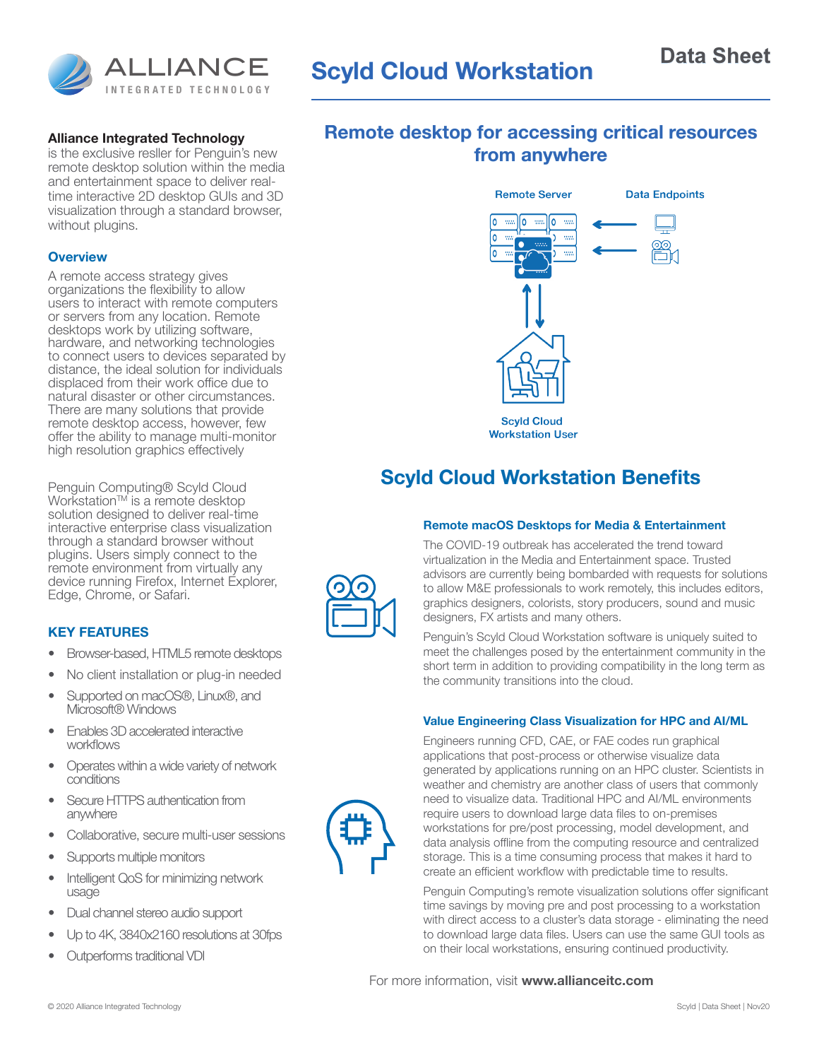# Scyld Cloud Workstation

Data Sheet

**Alliance Integrated Technology** is the exclusive resller for Penguin's new remote desktop solution within the media and entertainment space to deliver real-time interactive 2D desktop GUIs and 3D visualization through a standard browser, without plugins.

## Overview

A remote access strategy gives organizations the flexibility to allow users to interact with remote computers or servers from any location. Remote desktops work by utilizing software, hardware, and networking technologies to connect users to devices separated by distance, the ideal solution for individuals displaced from their work office due to natural disaster or other circumstances. There are many solutions that provide remote desktop access, however, few offer the ability to manage multi-monitor high resolution graphics effectively

Penguin Computing® Scyld Cloud Workstation™ is a remote desktop solution designed to deliver real-time interactive enterprise class visualization through a standard browser without plugins. Users simply connect to the remote environment from virtually any device running Firefox, Internet Explorer, Edge, Chrome, or Safari.

## KEY FEATURES

- Browser-based, HTML5 remote desktops
- No client installation or plug-in needed
- Supported on macOS®, Linux®, and Microsoft® Windows
- Enables 3D accelerated interactive workflows
- Operates within a wide variety of network conditions
- Secure HTTPS authentication from anywhere
- Collaborative, secure multi-user sessions
- Supports multiple monitors
- Intelligent QoS for minimizing network usage
- Dual channel stereo audio support
- Up to 4K, 3840x2160 resolutions at 30fps
- Outperforms traditional VDI

## Remote desktop for accessing critical resources from anywhere

Remote Server

Data Endpoints

Scyld Cloud Workstation User

## Scyld Cloud Workstation Benefits

### Remote macOS Desktops for Media & Entertainment

The COVID-19 outbreak has accelerated the trend toward virtualization in the Media and Entertainment space. Trusted advisors are currently being bombarded with requests for solutions to allow M&E professionals to work remotely, this includes editors, graphics designers, colorists, story producers, sound and music designers, FX artists and many others.

Penguin's Scyld Cloud Workstation software is uniquely suited to meet the challenges posed by the entertainment community in the short term in addition to providing compatibility in the long term as the community transitions into the cloud.

### Value Engineering Class Visualization for HPC and AI/ML

Engineers running CFD, CAE, or FAE codes run graphical applications that post-process or otherwise visualize data generated by applications running on an HPC cluster. Scientists in weather and chemistry are another class of users that commonly need to visualize data. Traditional HPC and AI/ML environments require users to download large data files to on-premises workstations for pre/post processing, model development, and data analysis offline from the computing resource and centralized storage. This is a time consuming process that makes it hard to create an efficient workflow with predictable time to results.

Penguin Computing's remote visualization solutions offer significant time savings by moving pre and post processing to a workstation with direct access to a cluster's data storage - eliminating the need to download large data files. Users can use the same GUI tools as on their local workstations, ensuring continued productivity.

For more information, visit **www.allianceitc.com**

© 2020 Alliance Integrated Technology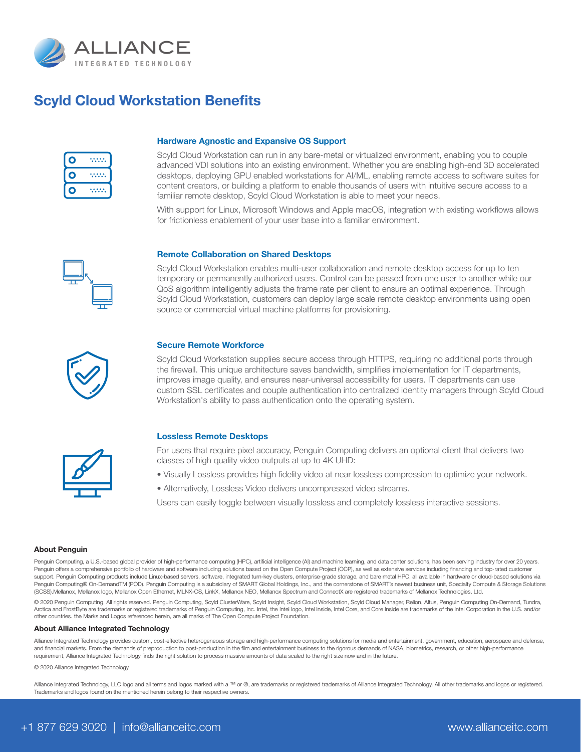# Scyld Cloud Workstation Benefits

### Hardware Agnostic and Expansive OS Support

Scyld Cloud Workstation can run in any bare-metal or virtualized environment, enabling you to couple advanced VDI solutions into an existing environment. Whether you are enabling high-end 3D accelerated desktops, deploying GPU enabled workstations for AI/ML, enabling remote access to software suites for content creators, or building a platform to enable thousands of users with intuitive secure access to a familiar remote desktop, Scyld Cloud Workstation is able to meet your needs.

With support for Linux, Microsoft Windows and Apple macOS, integration with existing workflows allows for frictionless enablement of your user base into a familiar environment.

### Remote Collaboration on Shared Desktops

Scyld Cloud Workstation enables multi-user collaboration and remote desktop access for up to ten temporary or permanently authorized users. Control can be passed from one user to another while our QoS algorithm intelligently adjusts the frame rate per client to ensure an optimal experience. Through Scyld Cloud Workstation, customers can deploy large scale remote desktop environments using open source or commercial virtual machine platforms for provisioning.

### Secure Remote Workforce

Scyld Cloud Workstation supplies secure access through HTTPS, requiring no additional ports through the firewall. This unique architecture saves bandwidth, simplifies implementation for IT departments, improves image quality, and ensures near-universal accessibility for users. IT departments can use custom SSL certificates and couple authentication into centralized identity managers through Scyld Cloud Workstation's ability to pass authentication onto the operating system.

### Lossless Remote Desktops

For users that require pixel accuracy, Penguin Computing delivers an optional client that delivers two classes of high quality video outputs at up to 4K UHD:

- Visually Lossless provides high fidelity video at near lossless compression to optimize your network.
- Alternatively, Lossless Video delivers uncompressed video streams.

Users can easily toggle between visually lossless and completely lossless interactive sessions.

#### About Penguin

Penguin Computing, a U.S.-based global provider of high-performance computing (HPC), artificial intelligence (AI) and machine learning, and data center solutions, has been serving industry for over 20 years. Penguin offers a comprehensive portfolio of hardware and software including solutions based on the Open Compute Project (OCP), as well as extensive services including financing and top-rated customer support. Penguin Computing products include Linux-based servers, software, integrated turn-key clusters, enterprise-grade storage, and bare metal HPC, all available in hardware or cloud-based solutions via Penguin Computing® On-DemandTM (POD). Penguin Computing is a subsidiary of SMART Global Holdings, Inc., and the cornerstone of SMART's newest business unit, Specialty Compute & Storage Solutions (SCSS).Mellanox, Mellanox logo, Mellanox Open Ethernet, MLNX-OS, LinkX, Mellanox NEO, Mellanox Spectrum and ConnectX are registered trademarks of Mellanox Technologies, Ltd.

© 2020 Penguin Computing. All rights reserved. Penguin Computing, Scyld ClusterWare, Scyld Insight, Scyld Cloud Workstation, Scyld Cloud Manager, Relion, Altus, Penguin Computing On-Demand, Tundra, Arctica and FrostByte are trademarks or registered trademarks of Penguin Computing, Inc. Intel, the Intel logo, Intel Inside, Intel Core, and Core Inside are trademarks of the Intel Corporation in the U.S. and/or other countries. the Marks and Logos referenced herein, are all marks of The Open Compute Project Foundation.

#### About Alliance Integrated Technology

Alliance Integrated Technology provides custom, cost-effective heterogeneous storage and high-performance computing solutions for media and entertainment, government, education, aerospace and defense, and financial markets. From the demands of preproduction to post-production in the film and entertainment business to the rigorous demands of NASA, biometrics, research, or other high-performance requirement, Alliance Integrated Technology finds the right solution to process massive amounts of data scaled to the right size now and in the future.

© 2020 Alliance Integrated Technology.

Alliance Integrated Technology, LLC logo and all terms and logos marked with a ™ or ®, are trademarks or registered trademarks of Alliance Integrated Technology. All other trademarks and logos or registered. Trademarks and logos found on the mentioned herein belong to their respective owners.

+1 877 629 3020 | info@allianceitc.com

www.allianceitc.com